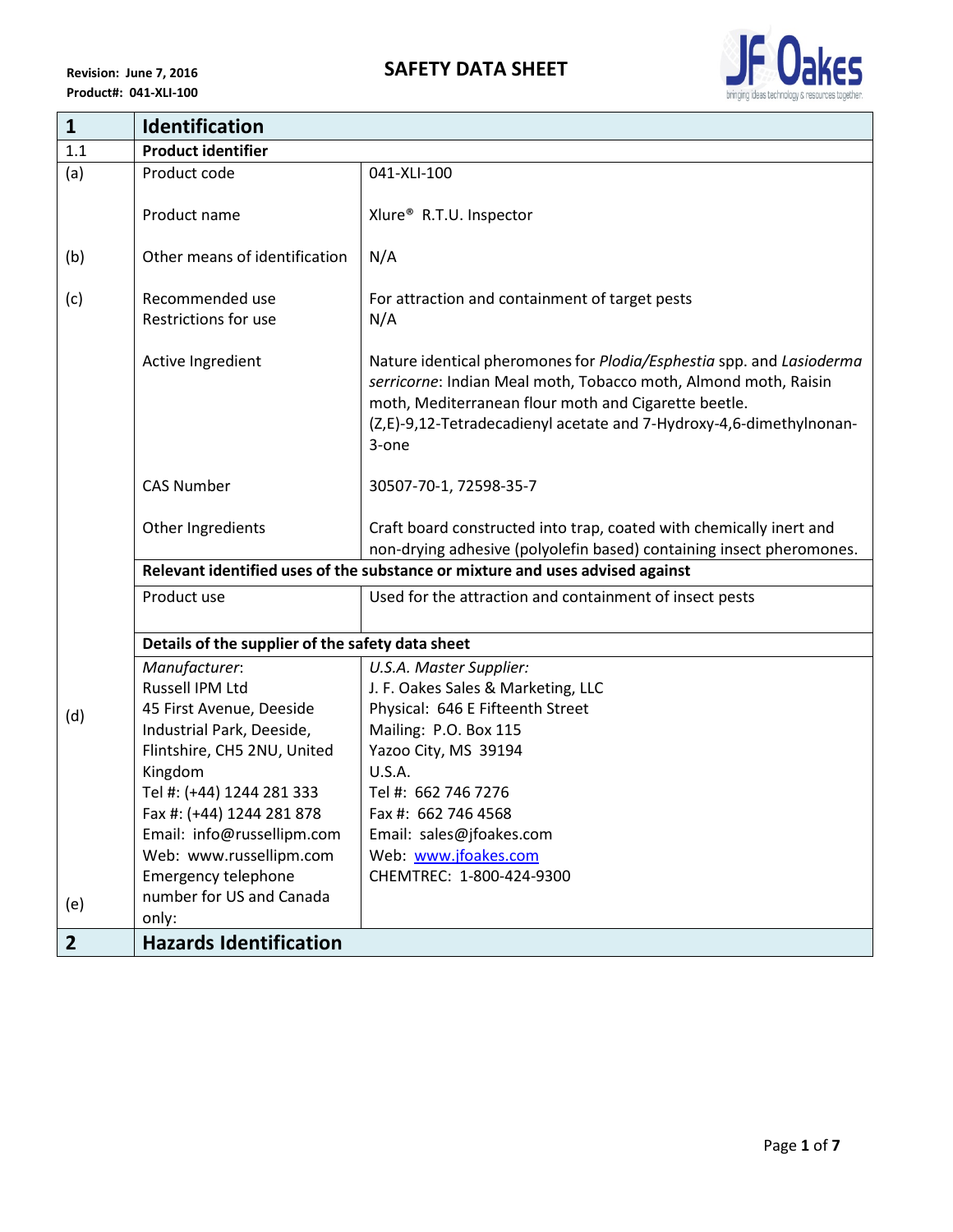Revision: June 7, 2016
Product#: 041-XLI-100

# SAFETY DATA SHEET

JF Oakes — bringing ideas technology & resources together.

| **1** | **Identification** | |
|---|---|---|
| 1.1 | **Product identifier** | |
| (a) | Product code | 041-XLI-100 |
| | Product name | Xlure® R.T.U. Inspector |
| (b) | Other means of identification | N/A |
| (c) | Recommended use<br>Restrictions for use | For attraction and containment of target pests<br>N/A |
| | Active Ingredient | Nature identical pheromones for *Plodia/Esphestia* spp. and *Lasioderma serricorne*: Indian Meal moth, Tobacco moth, Almond moth, Raisin moth, Mediterranean flour moth and Cigarette beetle. (Z,E)-9,12-Tetradecadienyl acetate and 7-Hydroxy-4,6-dimethylnonan-3-one |
| | CAS Number | 30507-70-1, 72598-35-7 |
| | Other Ingredients | Craft board constructed into trap, coated with chemically inert and non-drying adhesive (polyolefin based) containing insect pheromones. |
| | **Relevant identified uses of the substance or mixture and uses advised against** | |
| | Product use | Used for the attraction and containment of insect pests |
| | **Details of the supplier of the safety data sheet** | |
| (d) | *Manufacturer*:<br>Russell IPM Ltd<br>45 First Avenue, Deeside Industrial Park, Deeside, Flintshire, CH5 2NU, United Kingdom<br>Tel #: (+44) 1244 281 333<br>Fax #: (+44) 1244 281 878<br>Email: info@russellipm.com<br>Web: www.russellipm.com | *U.S.A. Master Supplier:*<br>J. F. Oakes Sales & Marketing, LLC<br>Physical: 646 E Fifteenth Street<br>Mailing: P.O. Box 115<br>Yazoo City, MS 39194<br>U.S.A.<br>Tel #: 662 746 7276<br>Fax #: 662 746 4568<br>Email: sales@jfoakes.com<br>Web: www.jfoakes.com |
| (e) | Emergency telephone number for US and Canada only: | CHEMTREC: 1-800-424-9300 |
| **2** | **Hazards Identification** | |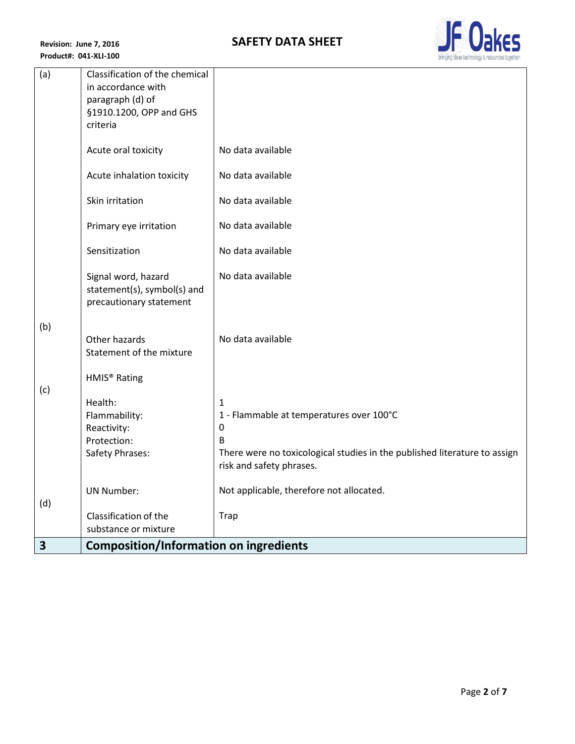| | | |
|---|---|---|
| (a) | Classification of the chemical in accordance with paragraph (d) of §1910.1200, OPP and GHS criteria | |
| | Acute oral toxicity | No data available |
| | Acute inhalation toxicity | No data available |
| | Skin irritation | No data available |
| | Primary eye irritation | No data available |
| | Sensitization | No data available |
| | Signal word, hazard statement(s), symbol(s) and precautionary statement | No data available |
| (b) | Other hazards<br>Statement of the mixture | No data available |
| (c) | HMIS® Rating | |
| | Health: | 1 |
| | Flammability: | 1 - Flammable at temperatures over 100°C |
| | Reactivity: | 0 |
| | Protection: | B |
| | Safety Phrases: | There were no toxicological studies in the published literature to assign risk and safety phrases. |
| (d) | UN Number: | Not applicable, therefore not allocated. |
| | Classification of the substance or mixture | Trap |
| **3** | **Composition/Information on ingredients** | |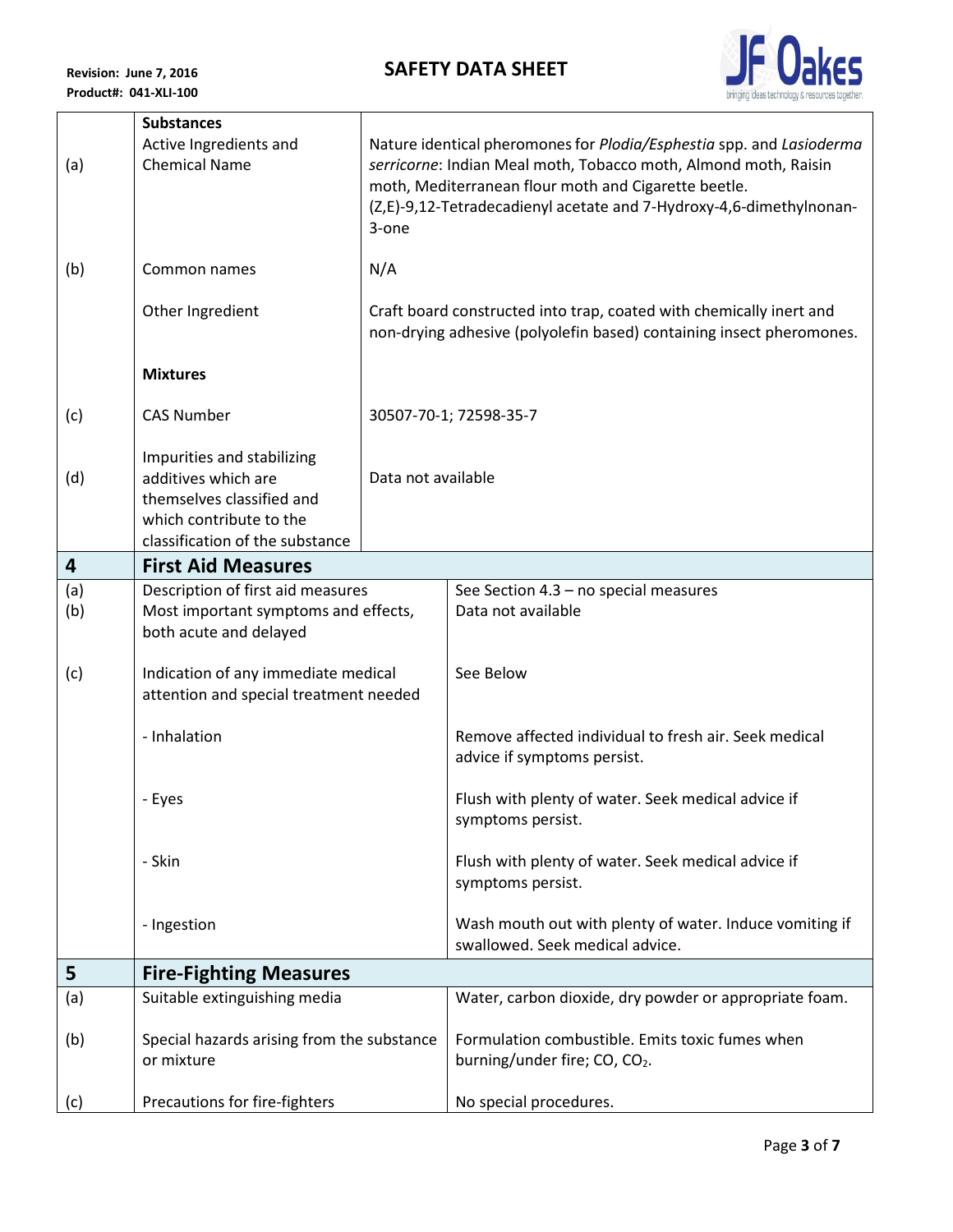| | | |
|---|---|---|
| | **Substances** | |
| (a) | Active Ingredients and Chemical Name | Nature identical pheromones for *Plodia/Esphestia* spp. and *Lasioderma serricorne*: Indian Meal moth, Tobacco moth, Almond moth, Raisin moth, Mediterranean flour moth and Cigarette beetle. (Z,E)-9,12-Tetradecadienyl acetate and 7-Hydroxy-4,6-dimethylnonan-3-one |
| (b) | Common names | N/A |
| | Other Ingredient | Craft board constructed into trap, coated with chemically inert and non-drying adhesive (polyolefin based) containing insect pheromones. |
| | **Mixtures** | |
| (c) | CAS Number | 30507-70-1; 72598-35-7 |
| (d) | Impurities and stabilizing additives which are themselves classified and which contribute to the classification of the substance | Data not available |

## 4 First Aid Measures

| | | |
|---|---|---|
| (a) | Description of first aid measures | See Section 4.3 – no special measures |
| (b) | Most important symptoms and effects, both acute and delayed | Data not available |
| (c) | Indication of any immediate medical attention and special treatment needed | See Below |
| | - Inhalation | Remove affected individual to fresh air. Seek medical advice if symptoms persist. |
| | - Eyes | Flush with plenty of water. Seek medical advice if symptoms persist. |
| | - Skin | Flush with plenty of water. Seek medical advice if symptoms persist. |
| | - Ingestion | Wash mouth out with plenty of water. Induce vomiting if swallowed. Seek medical advice. |

## 5 Fire-Fighting Measures

| | | |
|---|---|---|
| (a) | Suitable extinguishing media | Water, carbon dioxide, dry powder or appropriate foam. |
| (b) | Special hazards arising from the substance or mixture | Formulation combustible. Emits toxic fumes when burning/under fire; CO, $CO_2$. |
| (c) | Precautions for fire-fighters | No special procedures. |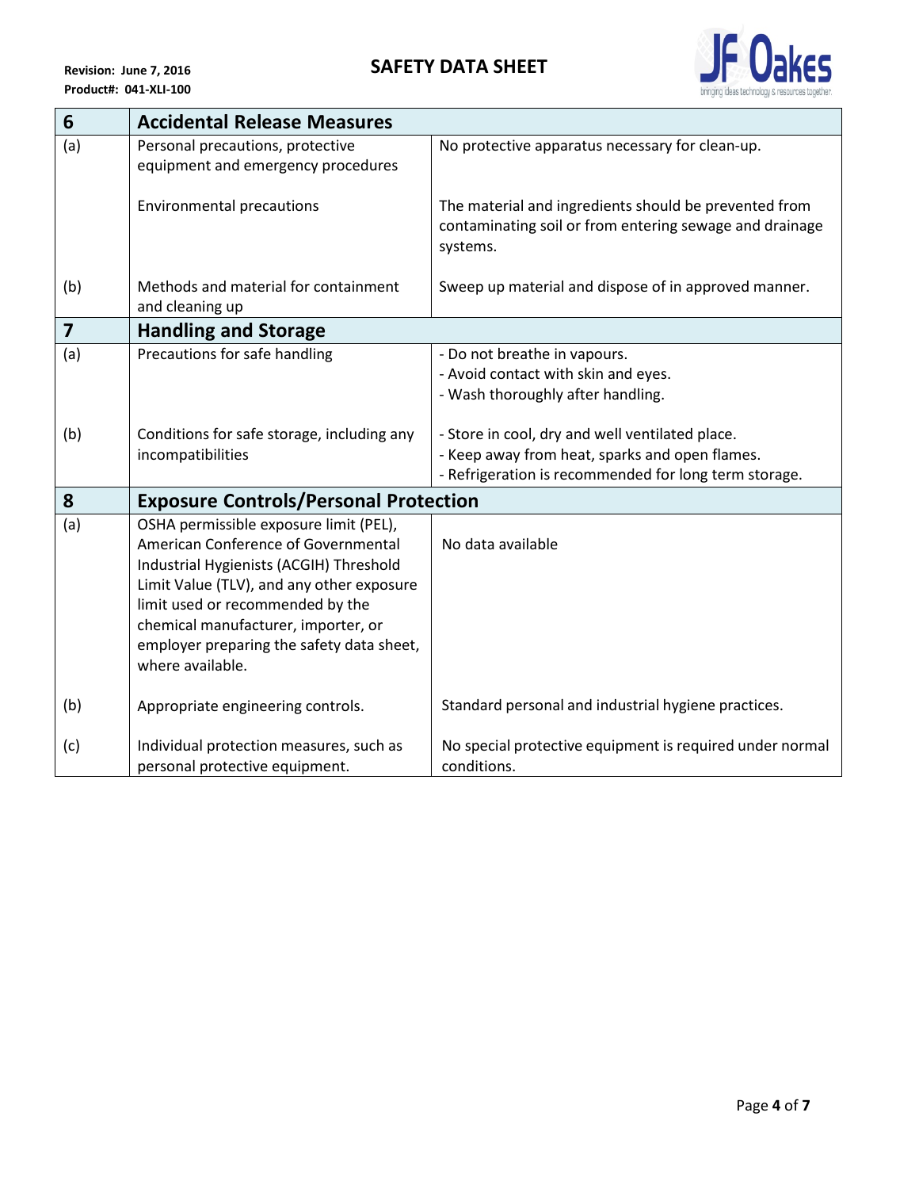| 6 | Accidental Release Measures | |
|---|---|---|
| (a) | Personal precautions, protective equipment and emergency procedures | No protective apparatus necessary for clean-up. |
| | Environmental precautions | The material and ingredients should be prevented from contaminating soil or from entering sewage and drainage systems. |
| (b) | Methods and material for containment and cleaning up | Sweep up material and dispose of in approved manner. |
| **7** | **Handling and Storage** | |
| (a) | Precautions for safe handling | - Do not breathe in vapours.<br>- Avoid contact with skin and eyes.<br>- Wash thoroughly after handling. |
| (b) | Conditions for safe storage, including any incompatibilities | - Store in cool, dry and well ventilated place.<br>- Keep away from heat, sparks and open flames.<br>- Refrigeration is recommended for long term storage. |
| **8** | **Exposure Controls/Personal Protection** | |
| (a) | OSHA permissible exposure limit (PEL), American Conference of Governmental Industrial Hygienists (ACGIH) Threshold Limit Value (TLV), and any other exposure limit used or recommended by the chemical manufacturer, importer, or employer preparing the safety data sheet, where available. | No data available |
| (b) | Appropriate engineering controls. | Standard personal and industrial hygiene practices. |
| (c) | Individual protection measures, such as personal protective equipment. | No special protective equipment is required under normal conditions. |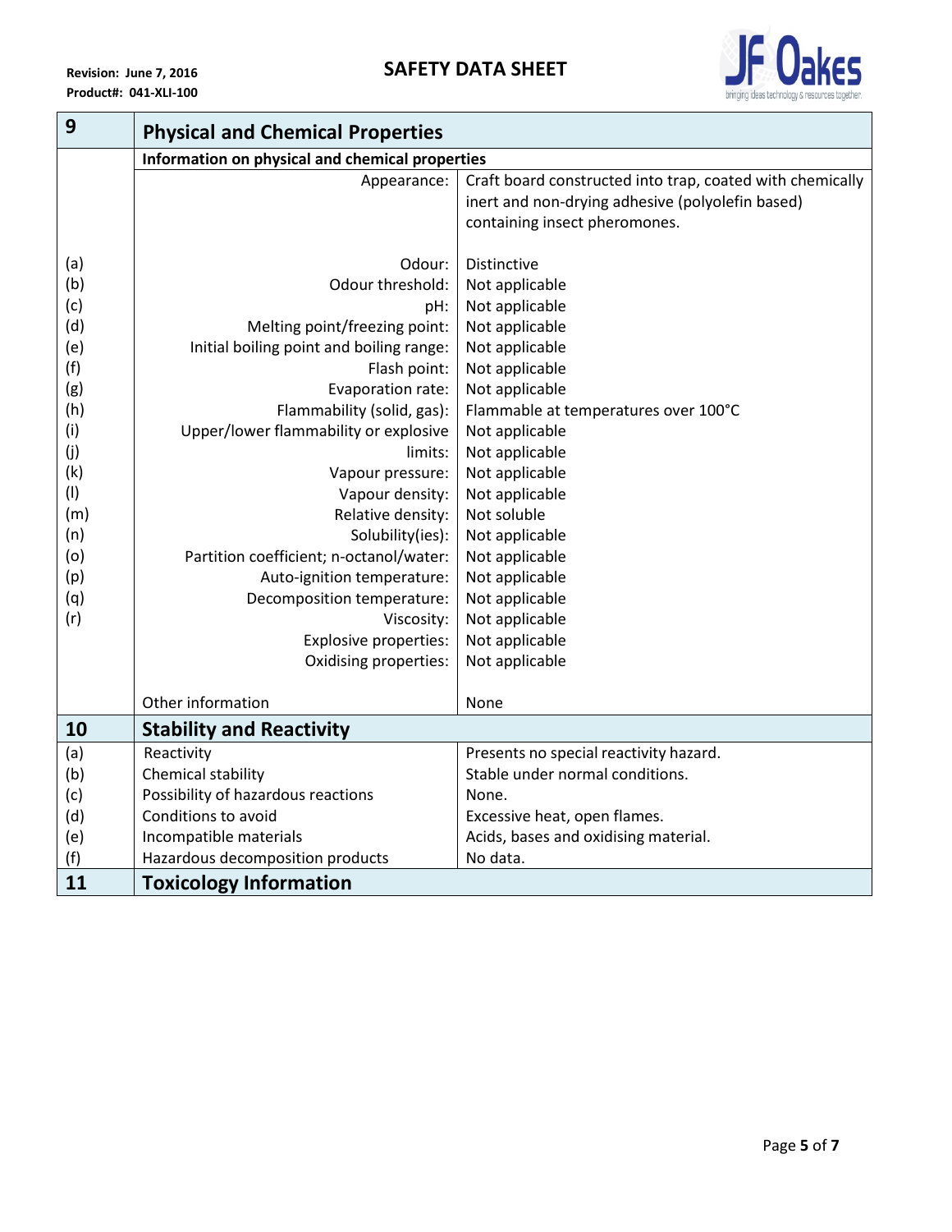## 9 Physical and Chemical Properties

**Information on physical and chemical properties**

| | Property | Value |
|---|---|---|
| | Appearance: | Craft board constructed into trap, coated with chemically inert and non-drying adhesive (polyolefin based) containing insect pheromones. |
| (a) | Odour: | Distinctive |
| (b) | Odour threshold: | Not applicable |
| (c) | pH: | Not applicable |
| (d) | Melting point/freezing point: | Not applicable |
| (e) | Initial boiling point and boiling range: | Not applicable |
| (f) | Flash point: | Not applicable |
| (g) | Evaporation rate: | Not applicable |
| (h) | Flammability (solid, gas): | Flammable at temperatures over 100°C |
| (i) | Upper/lower flammability or explosive | Not applicable |
| (j) | limits: | Not applicable |
| (k) | Vapour pressure: | Not applicable |
| (l) | Vapour density: | Not applicable |
| (m) | Relative density: | Not soluble |
| (n) | Solubility(ies): | Not applicable |
| (o) | Partition coefficient; n-octanol/water: | Not applicable |
| (p) | Auto-ignition temperature: | Not applicable |
| (q) | Decomposition temperature: | Not applicable |
| (r) | Viscosity: | Not applicable |
| | Explosive properties: | Not applicable |
| | Oxidising properties: | Not applicable |
| | Other information | None |

## 10 Stability and Reactivity

| | Item | Information |
|---|---|---|
| (a) | Reactivity | Presents no special reactivity hazard. |
| (b) | Chemical stability | Stable under normal conditions. |
| (c) | Possibility of hazardous reactions | None. |
| (d) | Conditions to avoid | Excessive heat, open flames. |
| (e) | Incompatible materials | Acids, bases and oxidising material. |
| (f) | Hazardous decomposition products | No data. |

## 11 Toxicology Information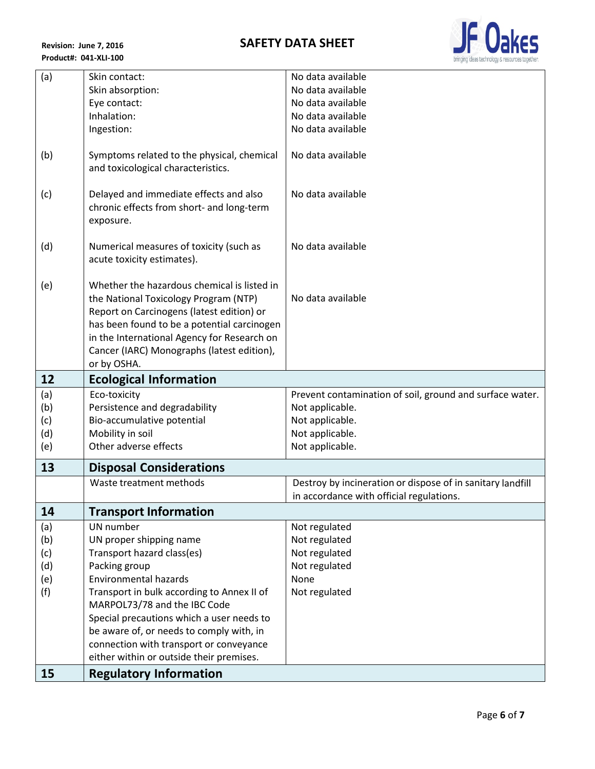| | | |
|---|---|---|
| (a) | Skin contact:<br>Skin absorption:<br>Eye contact:<br>Inhalation:<br>Ingestion: | No data available<br>No data available<br>No data available<br>No data available<br>No data available |
| (b) | Symptoms related to the physical, chemical and toxicological characteristics. | No data available |
| (c) | Delayed and immediate effects and also chronic effects from short- and long-term exposure. | No data available |
| (d) | Numerical measures of toxicity (such as acute toxicity estimates). | No data available |
| (e) | Whether the hazardous chemical is listed in the National Toxicology Program (NTP) Report on Carcinogens (latest edition) or has been found to be a potential carcinogen in the International Agency for Research on Cancer (IARC) Monographs (latest edition), or by OSHA. | No data available |
| **12** | **Ecological Information** | |
| (a) | Eco-toxicity | Prevent contamination of soil, ground and surface water. |
| (b) | Persistence and degradability | Not applicable. |
| (c) | Bio-accumulative potential | Not applicable. |
| (d) | Mobility in soil | Not applicable. |
| (e) | Other adverse effects | Not applicable. |
| **13** | **Disposal Considerations** | |
| | Waste treatment methods | Destroy by incineration or dispose of in sanitary landfill in accordance with official regulations. |
| **14** | **Transport Information** | |
| (a) | UN number | Not regulated |
| (b) | UN proper shipping name | Not regulated |
| (c) | Transport hazard class(es) | Not regulated |
| (d) | Packing group | Not regulated |
| (e) | Environmental hazards | None |
| (f) | Transport in bulk according to Annex II of MARPOL73/78 and the IBC Code<br>Special precautions which a user needs to be aware of, or needs to comply with, in connection with transport or conveyance either within or outside their premises. | Not regulated |
| **15** | **Regulatory Information** | |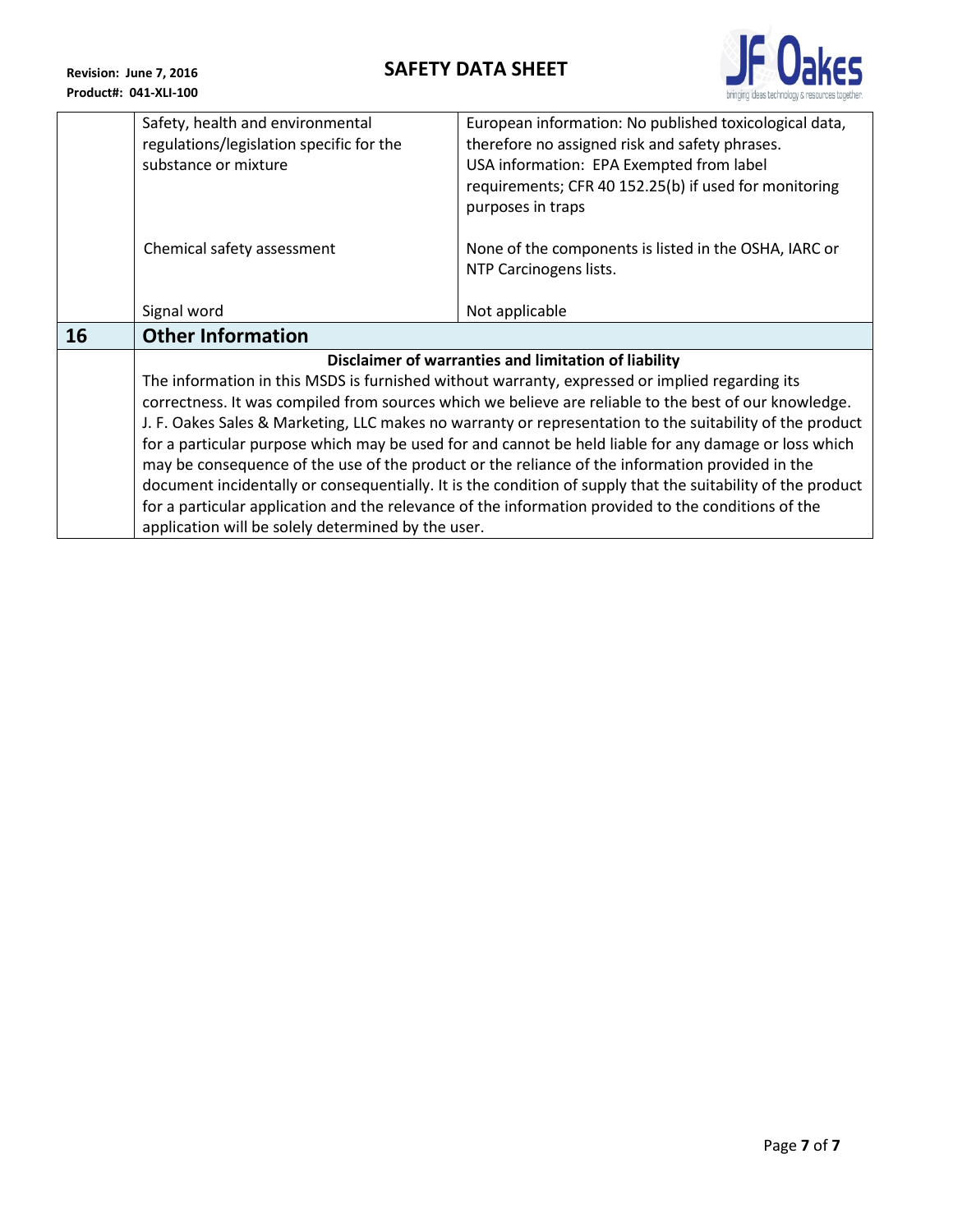| | | |
|---|---|---|
| | Safety, health and environmental regulations/legislation specific for the substance or mixture | European information: No published toxicological data, therefore no assigned risk and safety phrases.<br>USA information: EPA Exempted from label requirements; CFR 40 152.25(b) if used for monitoring purposes in traps |
| | Chemical safety assessment | None of the components is listed in the OSHA, IARC or NTP Carcinogens lists. |
| | Signal word | Not applicable |

## 16 Other Information

**Disclaimer of warranties and limitation of liability**

The information in this MSDS is furnished without warranty, expressed or implied regarding its correctness. It was compiled from sources which we believe are reliable to the best of our knowledge. J. F. Oakes Sales & Marketing, LLC makes no warranty or representation to the suitability of the product for a particular purpose which may be used for and cannot be held liable for any damage or loss which may be consequence of the use of the product or the reliance of the information provided in the document incidentally or consequentially. It is the condition of supply that the suitability of the product for a particular application and the relevance of the information provided to the conditions of the application will be solely determined by the user.